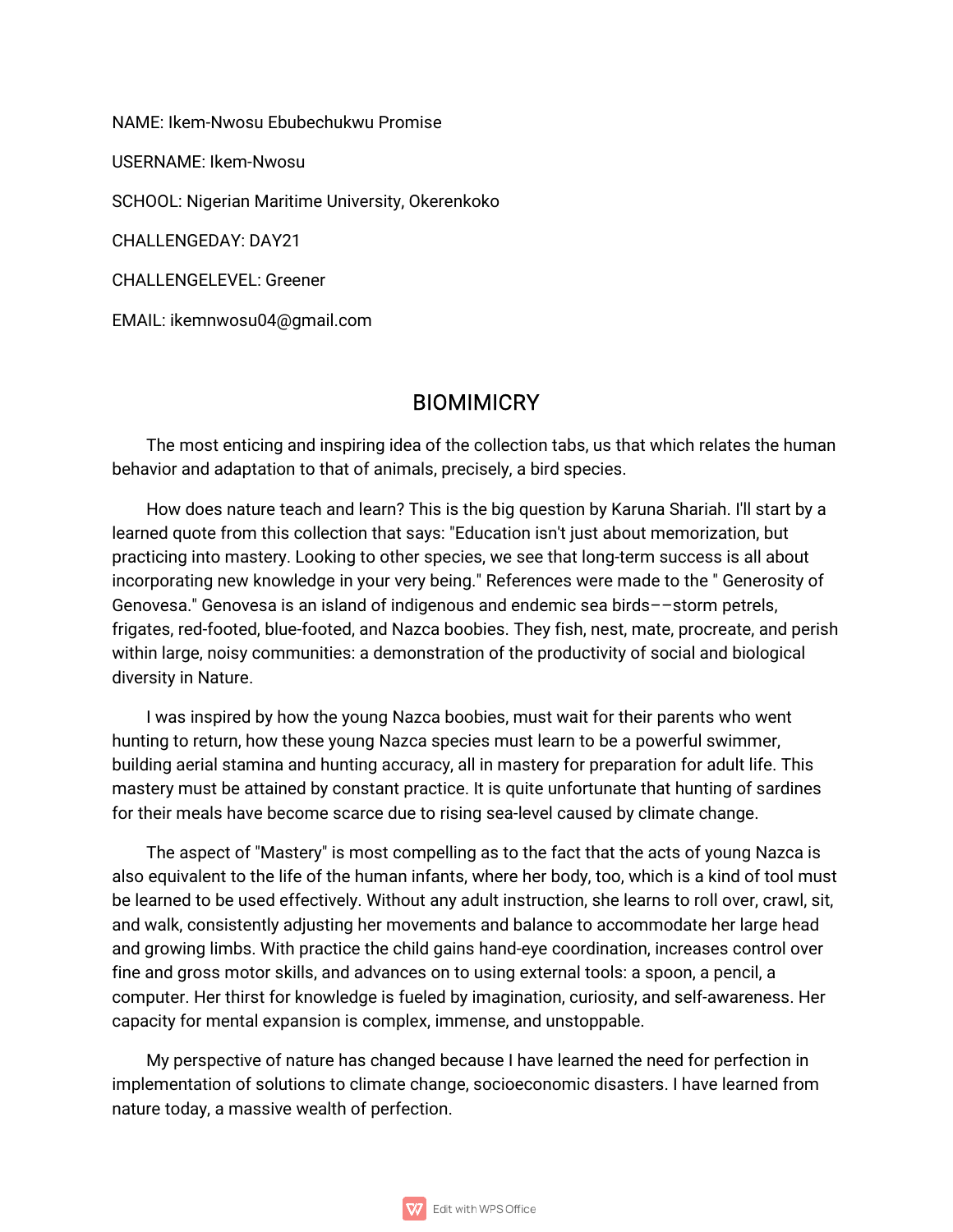NAME: Ikem-Nwosu Ebubechukwu Promise

USERNAME: Ikem-Nwosu

SCHOOL: Nigerian Maritime University, Okerenkoko

CHALLENGEDAY: DAY21

CHALLENGELEVEL: Greener

EMAIL: ikemnwosu04@gmail.com

# BIOMIMICRY

The most enticing and inspiring idea of the collection tabs, us that which relates the human behavior and adaptation to that of animals, precisely, a bird species.

How does nature teach and learn? This is the big question by Karuna Shariah. I'll start by a learned quote from this collection that says: "Education isn't just about memorization, but practicing into mastery. Looking to other species, we see that long-term success is all about incorporating new knowledge in your very being." References were made to the " Generosity of Genovesa." Genovesa is an island of indigenous and endemic sea birds––storm petrels, frigates, red-footed, blue-footed, and Nazca boobies. They fish, nest, mate, procreate, and perish within large, noisy communities: a demonstration of the productivity of social and biological diversity in Nature.

I was inspired by how the young Nazca boobies, must wait for their parents who went hunting to return, how these young Nazca species must learn to be a powerful swimmer, building aerial stamina and hunting accuracy, all in mastery for preparation for adult life. This mastery must be attained by constant practice. It is quite unfortunate that hunting of sardines for their meals have become scarce due to rising sea-level caused by climate change.

The aspect of "Mastery" is most compelling as to the fact that the acts of young Nazca is also equivalent to the life of the human infants, where her body, too, which is a kind of tool must be learned to be used effectively. Without any adult instruction, she learns to roll over, crawl, sit, and walk, consistently adjusting her movements and balance to accommodate her large head and growing limbs. With practice the child gains hand-eye coordination, increases control over fine and gross motor skills, and advances on to using external tools: a spoon, a pencil, a computer. Her thirst for knowledge is fueled by imagination, curiosity, and self-awareness. Her capacity for mental expansion is complex, immense, and unstoppable.

My perspective of nature has changed because I have learned the need for perfection in implementation of solutions to climate change, socioeconomic disasters. I have learned from nature today, a massive wealth of perfection.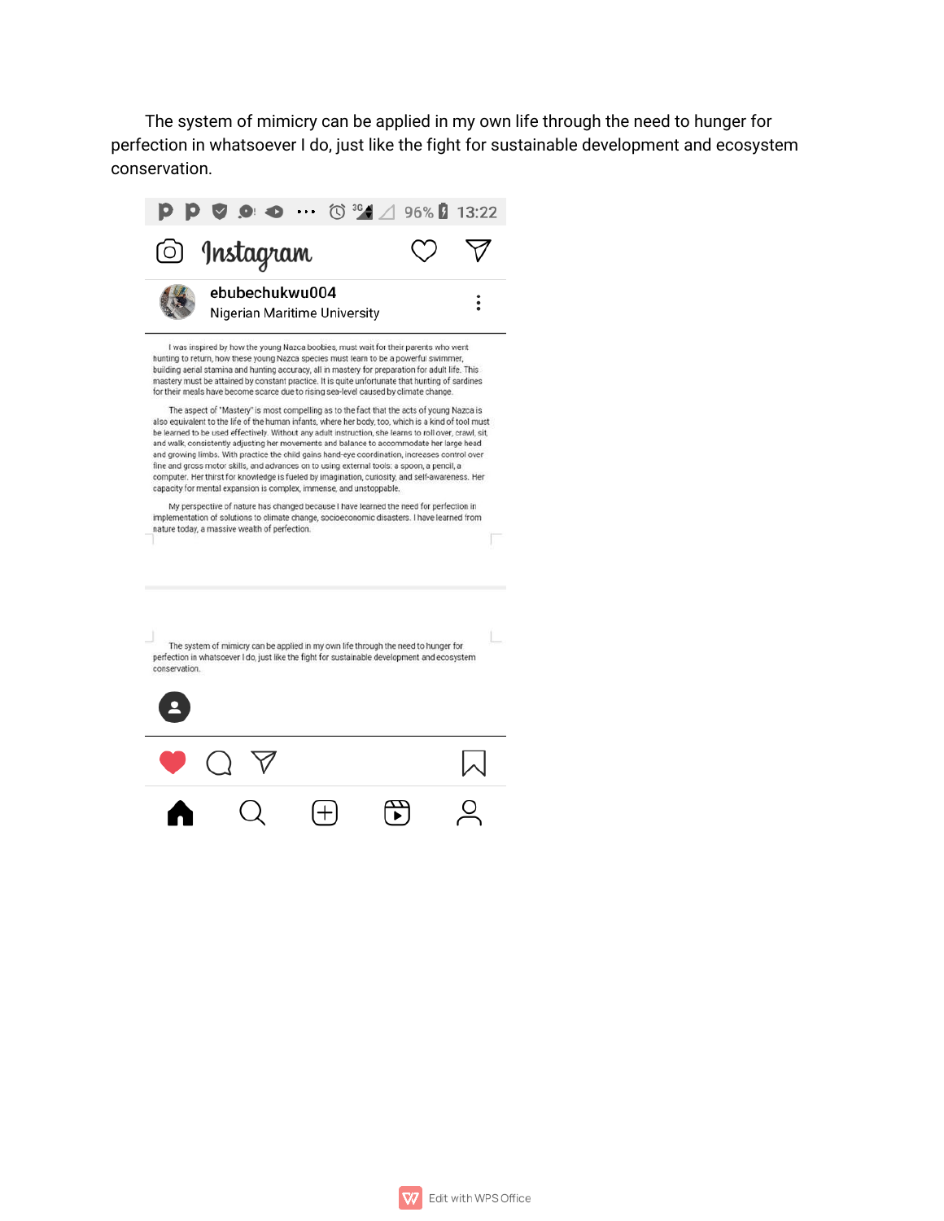The system of mimicry can be applied in my own life through the need to hunger for perfection in whatsoever I do, just like the fight for sustainable development and ecosystem conservation.

ebubechukwu004
Nigerian Maritime University

I was inspired by how the young Nazca boobies, must wait for their parents who went hunting to return, how these young Nazca species must learn to be a powerful swimmer, building aerial stamina and hunting accuracy, all in mastery for preparation for adult life. This mastery must be attained by constant practice. It is quite unfortunate that hunting of sardines for their meals have become scarce due to rising sea-level caused by climate change.

The aspect of "Mastery" is most compelling as to the fact that the acts of young Nazca is also equivalent to the life of the human infants, where her body, too, which is a kind of tool must be learned to be used effectively. Without any adult instruction, she learns to roll over, crawl, sit and walk, consistently adjusting her movements and balance to accommodate her large head and growing limbs. With practice the child gains hand-eye coordination, increases control over fine and gross motor skills, and advances on to using external tools: a spoon, a pencil, a computer. Her thirst for knowledge is fueled by imagination, curiosity, and self-awareness. Her capacity for mental expansion is complex, immense, and unstoppable.

My perspective of nature has changed because I have learned the need for perfection in implementation of solutions to climate change, socioeconomic disasters. I have learned from nature today, a massive wealth of perfection.

The system of mimicry can be applied in my own life through the need to hunger for perfection in whatsoever I do, just like the fight for sustainable development and ecosystem conservation.